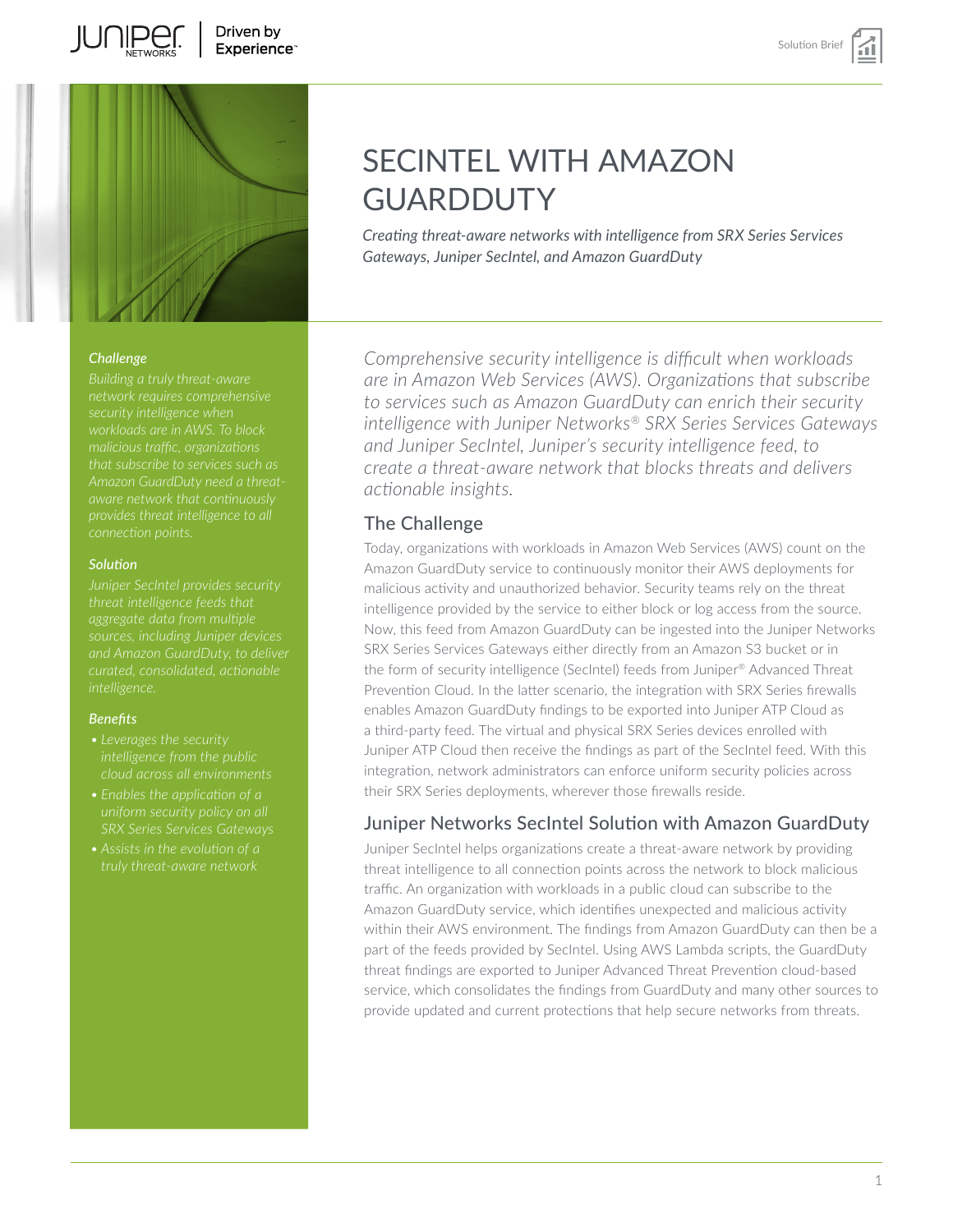# SECINTEL WITH AMAZON GUARDDUTY

*Creating threat-aware networks with intelligence from SRX Series Services Gateways, Juniper SecIntel, and Amazon GuardDuty*

### *Challenge*

*Building a truly threat-aware network requires comprehensive security intelligence when workloads are in AWS. To block malicious traffic, organizations that subscribe to services such as Amazon GuardDuty need a threat-aware network that continuously provides threat intelligence to all connection points.*

### *Solution*

*Juniper SecIntel provides security threat intelligence feeds that aggregate data from multiple sources, including Juniper devices and Amazon GuardDuty, to deliver curated, consolidated, actionable intelligence.*

### *Benefits*

- *Leverages the security intelligence from the public cloud across all environments*
- *Enables the application of a uniform security policy on all SRX Series Services Gateways*
- *Assists in the evolution of a truly threat-aware network*

*Comprehensive security intelligence is difficult when workloads are in Amazon Web Services (AWS). Organizations that subscribe to services such as Amazon GuardDuty can enrich their security intelligence with Juniper Networks® SRX Series Services Gateways and Juniper SecIntel, Juniper's security intelligence feed, to create a threat-aware network that blocks threats and delivers actionable insights.*

## The Challenge

Today, organizations with workloads in Amazon Web Services (AWS) count on the Amazon GuardDuty service to continuously monitor their AWS deployments for malicious activity and unauthorized behavior. Security teams rely on the threat intelligence provided by the service to either block or log access from the source. Now, this feed from Amazon GuardDuty can be ingested into the Juniper Networks SRX Series Services Gateways either directly from an Amazon S3 bucket or in the form of security intelligence (SecIntel) feeds from Juniper® Advanced Threat Prevention Cloud. In the latter scenario, the integration with SRX Series firewalls enables Amazon GuardDuty findings to be exported into Juniper ATP Cloud as a third-party feed. The virtual and physical SRX Series devices enrolled with Juniper ATP Cloud then receive the findings as part of the SecIntel feed. With this integration, network administrators can enforce uniform security policies across their SRX Series deployments, wherever those firewalls reside.

## Juniper Networks SecIntel Solution with Amazon GuardDuty

Juniper SecIntel helps organizations create a threat-aware network by providing threat intelligence to all connection points across the network to block malicious traffic. An organization with workloads in a public cloud can subscribe to the Amazon GuardDuty service, which identifies unexpected and malicious activity within their AWS environment. The findings from Amazon GuardDuty can then be a part of the feeds provided by SecIntel. Using AWS Lambda scripts, the GuardDuty threat findings are exported to Juniper Advanced Threat Prevention cloud-based service, which consolidates the findings from GuardDuty and many other sources to provide updated and current protections that help secure networks from threats.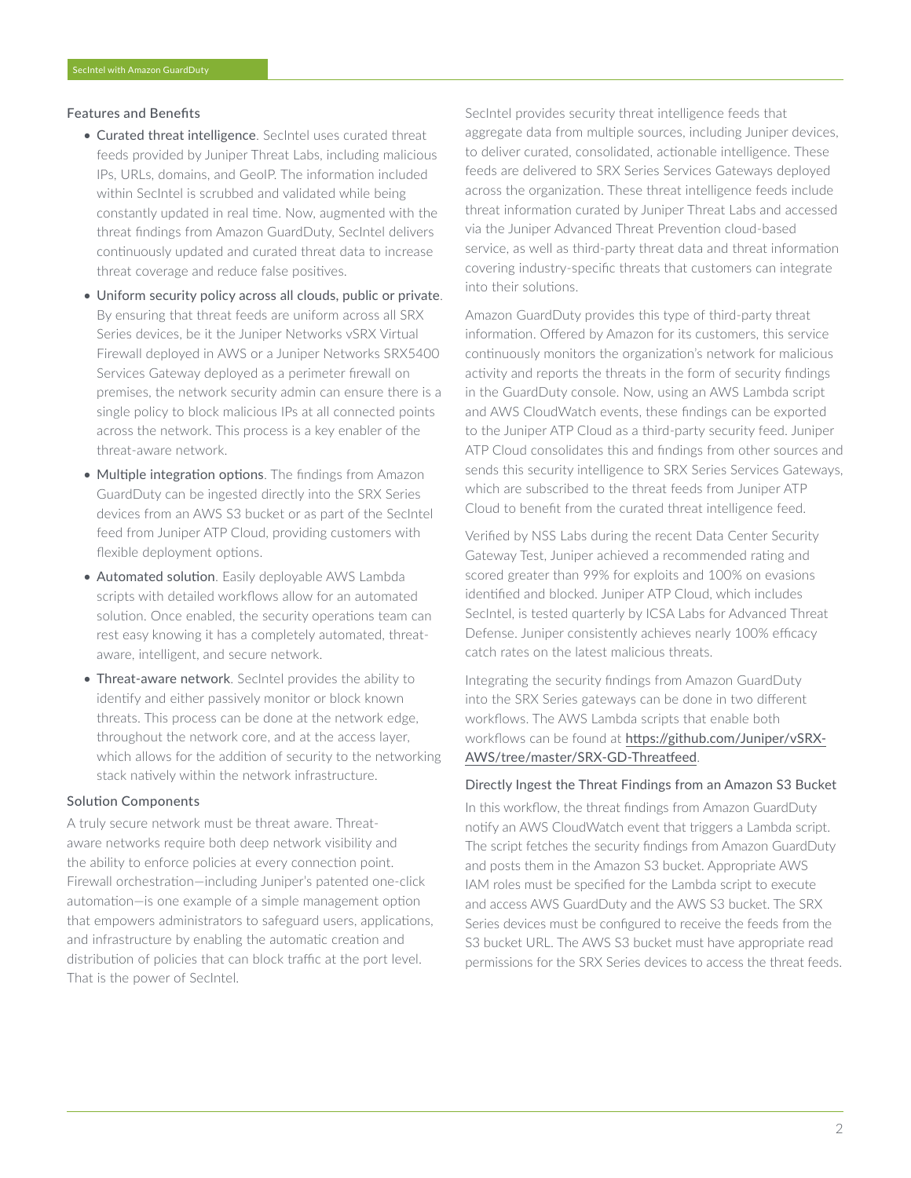## Features and Benefits

- Curated threat intelligence. SecIntel uses curated threat feeds provided by Juniper Threat Labs, including malicious IPs, URLs, domains, and GeoIP. The information included within SecIntel is scrubbed and validated while being constantly updated in real time. Now, augmented with the threat findings from Amazon GuardDuty, SecIntel delivers continuously updated and curated threat data to increase threat coverage and reduce false positives.
- Uniform security policy across all clouds, public or private. By ensuring that threat feeds are uniform across all SRX Series devices, be it the Juniper Networks vSRX Virtual Firewall deployed in AWS or a Juniper Networks SRX5400 Services Gateway deployed as a perimeter firewall on premises, the network security admin can ensure there is a single policy to block malicious IPs at all connected points across the network. This process is a key enabler of the threat-aware network.
- Multiple integration options. The findings from Amazon GuardDuty can be ingested directly into the SRX Series devices from an AWS S3 bucket or as part of the SecIntel feed from Juniper ATP Cloud, providing customers with flexible deployment options.
- Automated solution. Easily deployable AWS Lambda scripts with detailed workflows allow for an automated solution. Once enabled, the security operations team can rest easy knowing it has a completely automated, threat-aware, intelligent, and secure network.
- Threat-aware network. SecIntel provides the ability to identify and either passively monitor or block known threats. This process can be done at the network edge, throughout the network core, and at the access layer, which allows for the addition of security to the networking stack natively within the network infrastructure.

## Solution Components

A truly secure network must be threat aware. Threat-aware networks require both deep network visibility and the ability to enforce policies at every connection point. Firewall orchestration—including Juniper's patented one-click automation—is one example of a simple management option that empowers administrators to safeguard users, applications, and infrastructure by enabling the automatic creation and distribution of policies that can block traffic at the port level. That is the power of SecIntel.

SecIntel provides security threat intelligence feeds that aggregate data from multiple sources, including Juniper devices, to deliver curated, consolidated, actionable intelligence. These feeds are delivered to SRX Series Services Gateways deployed across the organization. These threat intelligence feeds include threat information curated by Juniper Threat Labs and accessed via the Juniper Advanced Threat Prevention cloud-based service, as well as third-party threat data and threat information covering industry-specific threats that customers can integrate into their solutions.

Amazon GuardDuty provides this type of third-party threat information. Offered by Amazon for its customers, this service continuously monitors the organization's network for malicious activity and reports the threats in the form of security findings in the GuardDuty console. Now, using an AWS Lambda script and AWS CloudWatch events, these findings can be exported to the Juniper ATP Cloud as a third-party security feed. Juniper ATP Cloud consolidates this and findings from other sources and sends this security intelligence to SRX Series Services Gateways, which are subscribed to the threat feeds from Juniper ATP Cloud to benefit from the curated threat intelligence feed.

Verified by NSS Labs during the recent Data Center Security Gateway Test, Juniper achieved a recommended rating and scored greater than 99% for exploits and 100% on evasions identified and blocked. Juniper ATP Cloud, which includes SecIntel, is tested quarterly by ICSA Labs for Advanced Threat Defense. Juniper consistently achieves nearly 100% efficacy catch rates on the latest malicious threats.

Integrating the security findings from Amazon GuardDuty into the SRX Series gateways can be done in two different workflows. The AWS Lambda scripts that enable both workflows can be found at https://github.com/Juniper/vSRX-AWS/tree/master/SRX-GD-Threatfeed.

### Directly Ingest the Threat Findings from an Amazon S3 Bucket

In this workflow, the threat findings from Amazon GuardDuty notify an AWS CloudWatch event that triggers a Lambda script. The script fetches the security findings from Amazon GuardDuty and posts them in the Amazon S3 bucket. Appropriate AWS IAM roles must be specified for the Lambda script to execute and access AWS GuardDuty and the AWS S3 bucket. The SRX Series devices must be configured to receive the feeds from the S3 bucket URL. The AWS S3 bucket must have appropriate read permissions for the SRX Series devices to access the threat feeds.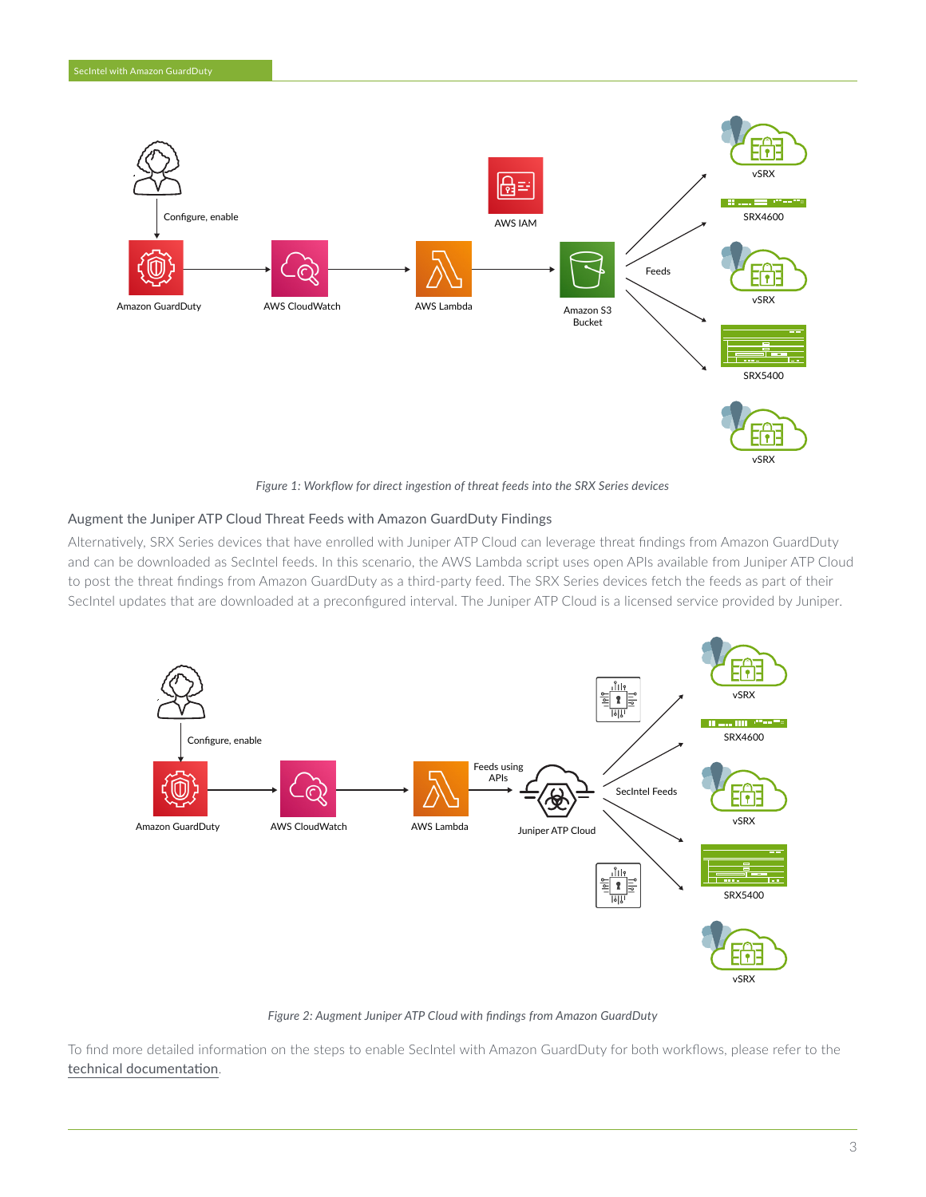Figure 1: Workflow for direct ingestion of threat feeds into the SRX Series devices

## Augment the Juniper ATP Cloud Threat Feeds with Amazon GuardDuty Findings

Alternatively, SRX Series devices that have enrolled with Juniper ATP Cloud can leverage threat findings from Amazon GuardDuty and can be downloaded as SecIntel feeds. In this scenario, the AWS Lambda script uses open APIs available from Juniper ATP Cloud to post the threat findings from Amazon GuardDuty as a third-party feed. The SRX Series devices fetch the feeds as part of their SecIntel updates that are downloaded at a preconfigured interval. The Juniper ATP Cloud is a licensed service provided by Juniper.

Figure 2: Augment Juniper ATP Cloud with findings from Amazon GuardDuty

To find more detailed information on the steps to enable SecIntel with Amazon GuardDuty for both workflows, please refer to the technical documentation.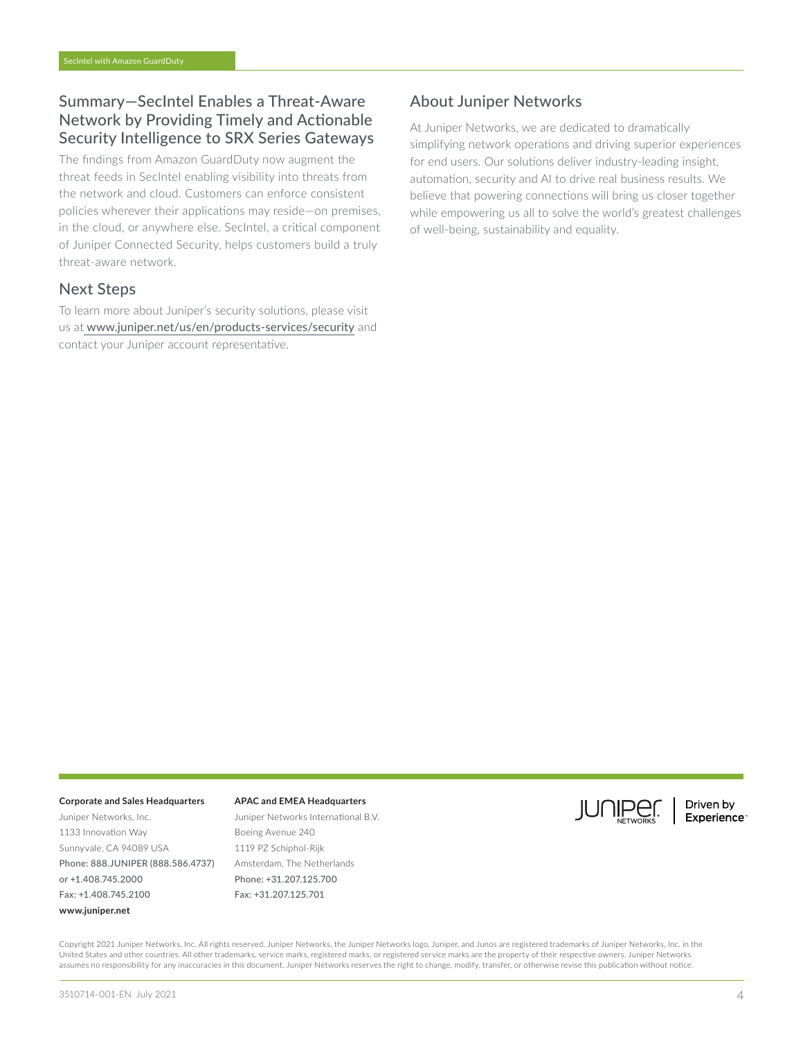## Summary—SecIntel Enables a Threat-Aware Network by Providing Timely and Actionable Security Intelligence to SRX Series Gateways

The findings from Amazon GuardDuty now augment the threat feeds in SecIntel enabling visibility into threats from the network and cloud. Customers can enforce consistent policies wherever their applications may reside—on premises, in the cloud, or anywhere else. SecIntel, a critical component of Juniper Connected Security, helps customers build a truly threat-aware network.

## Next Steps

To learn more about Juniper's security solutions, please visit us at www.juniper.net/us/en/products-services/security and contact your Juniper account representative.

## About Juniper Networks

At Juniper Networks, we are dedicated to dramatically simplifying network operations and driving superior experiences for end users. Our solutions deliver industry-leading insight, automation, security and AI to drive real business results. We believe that powering connections will bring us closer together while empowering us all to solve the world's greatest challenges of well-being, sustainability and equality.

**Corporate and Sales Headquarters**
Juniper Networks, Inc.
1133 Innovation Way
Sunnyvale, CA 94089 USA
Phone: 888.JUNIPER (888.586.4737)
or +1.408.745.2000
Fax: +1.408.745.2100
**www.juniper.net**

**APAC and EMEA Headquarters**
Juniper Networks International B.V.
Boeing Avenue 240
1119 PZ Schiphol-Rijk
Amsterdam, The Netherlands
Phone: +31.207.125.700
Fax: +31.207.125.701

Driven by Experience

Copyright 2021 Juniper Networks, Inc. All rights reserved. Juniper Networks, the Juniper Networks logo, Juniper, and Junos are registered trademarks of Juniper Networks, Inc. in the United States and other countries. All other trademarks, service marks, registered marks, or registered service marks are the property of their respective owners. Juniper Networks assumes no responsibility for any inaccuracies in this document. Juniper Networks reserves the right to change, modify, transfer, or otherwise revise this publication without notice.

3510714-001-EN July 2021